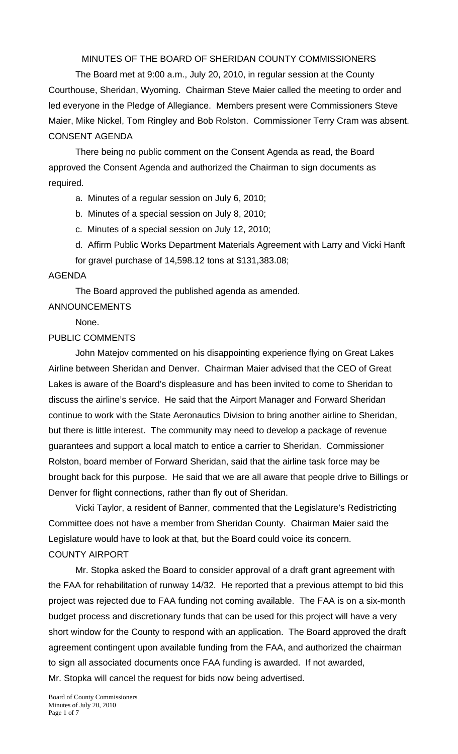MINUTES OF THE BOARD OF SHERIDAN COUNTY COMMISSIONERS

The Board met at 9:00 a.m., July 20, 2010, in regular session at the County Courthouse, Sheridan, Wyoming. Chairman Steve Maier called the meeting to order and led everyone in the Pledge of Allegiance. Members present were Commissioners Steve Maier, Mike Nickel, Tom Ringley and Bob Rolston. Commissioner Terry Cram was absent.

CONSENT AGENDA

There being no public comment on the Consent Agenda as read, the Board approved the Consent Agenda and authorized the Chairman to sign documents as required.

a. Minutes of a regular session on July 6, 2010;

b. Minutes of a special session on July 8, 2010;

c. Minutes of a special session on July 12, 2010;

d. Affirm Public Works Department Materials Agreement with Larry and Vicki Hanft for gravel purchase of 14,598.12 tons at $131,383.08;

AGENDA

The Board approved the published agenda as amended.

ANNOUNCEMENTS

None.

PUBLIC COMMENTS

John Matejov commented on his disappointing experience flying on Great Lakes Airline between Sheridan and Denver. Chairman Maier advised that the CEO of Great Lakes is aware of the Board's displeasure and has been invited to come to Sheridan to discuss the airline's service. He said that the Airport Manager and Forward Sheridan continue to work with the State Aeronautics Division to bring another airline to Sheridan, but there is little interest. The community may need to develop a package of revenue guarantees and support a local match to entice a carrier to Sheridan. Commissioner Rolston, board member of Forward Sheridan, said that the airline task force may be brought back for this purpose. He said that we are all aware that people drive to Billings or Denver for flight connections, rather than fly out of Sheridan.

Vicki Taylor, a resident of Banner, commented that the Legislature's Redistricting Committee does not have a member from Sheridan County. Chairman Maier said the Legislature would have to look at that, but the Board could voice its concern.

COUNTY AIRPORT

Mr. Stopka asked the Board to consider approval of a draft grant agreement with the FAA for rehabilitation of runway 14/32. He reported that a previous attempt to bid this project was rejected due to FAA funding not coming available. The FAA is on a six-month budget process and discretionary funds that can be used for this project will have a very short window for the County to respond with an application. The Board approved the draft agreement contingent upon available funding from the FAA, and authorized the chairman to sign all associated documents once FAA funding is awarded. If not awarded, Mr. Stopka will cancel the request for bids now being advertised.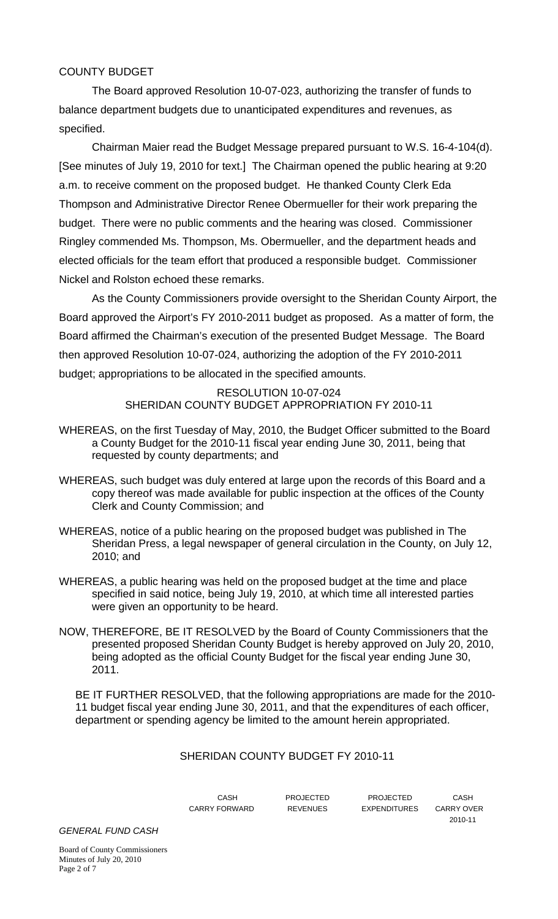COUNTY BUDGET

The Board approved Resolution 10-07-023, authorizing the transfer of funds to balance department budgets due to unanticipated expenditures and revenues, as specified.

Chairman Maier read the Budget Message prepared pursuant to W.S. 16-4-104(d). [See minutes of July 19, 2010 for text.] The Chairman opened the public hearing at 9:20 a.m. to receive comment on the proposed budget. He thanked County Clerk Eda Thompson and Administrative Director Renee Obermueller for their work preparing the budget. There were no public comments and the hearing was closed. Commissioner Ringley commended Ms. Thompson, Ms. Obermueller, and the department heads and elected officials for the team effort that produced a responsible budget. Commissioner Nickel and Rolston echoed these remarks.

As the County Commissioners provide oversight to the Sheridan County Airport, the Board approved the Airport's FY 2010-2011 budget as proposed. As a matter of form, the Board affirmed the Chairman's execution of the presented Budget Message. The Board then approved Resolution 10-07-024, authorizing the adoption of the FY 2010-2011 budget; appropriations to be allocated in the specified amounts.

RESOLUTION 10-07-024
SHERIDAN COUNTY BUDGET APPROPRIATION FY 2010-11

WHEREAS, on the first Tuesday of May, 2010, the Budget Officer submitted to the Board a County Budget for the 2010-11 fiscal year ending June 30, 2011, being that requested by county departments; and

WHEREAS, such budget was duly entered at large upon the records of this Board and a copy thereof was made available for public inspection at the offices of the County Clerk and County Commission; and

WHEREAS, notice of a public hearing on the proposed budget was published in The Sheridan Press, a legal newspaper of general circulation in the County, on July 12, 2010; and

WHEREAS, a public hearing was held on the proposed budget at the time and place specified in said notice, being July 19, 2010, at which time all interested parties were given an opportunity to be heard.

NOW, THEREFORE, BE IT RESOLVED by the Board of County Commissioners that the presented proposed Sheridan County Budget is hereby approved on July 20, 2010, being adopted as the official County Budget for the fiscal year ending June 30, 2011.

BE IT FURTHER RESOLVED, that the following appropriations are made for the 2010-11 budget fiscal year ending June 30, 2011, and that the expenditures of each officer, department or spending agency be limited to the amount herein appropriated.

SHERIDAN COUNTY BUDGET FY 2010-11

| | CASH CARRY FORWARD | PROJECTED REVENUES | PROJECTED EXPENDITURES | CASH CARRY OVER 2010-11 |
|---|---|---|---|---|
| *GENERAL FUND CASH* | | | | |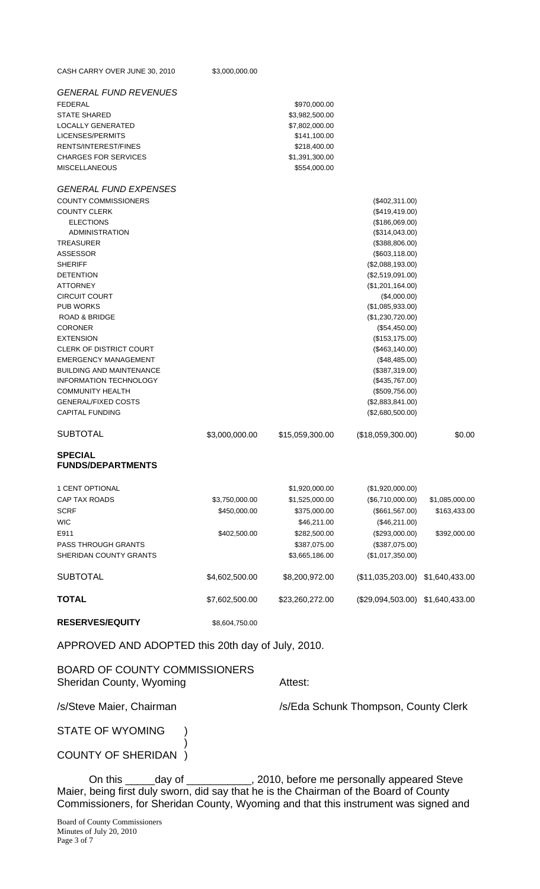| | | | | |
|---|---|---|---|---|
| CASH CARRY OVER JUNE 30, 2010 | $3,000,000.00 | | | |
| *GENERAL FUND REVENUES* | | | | |
| FEDERAL | | $970,000.00 | | |
| STATE SHARED | | $3,982,500.00 | | |
| LOCALLY GENERATED | | $7,802,000.00 | | |
| LICENSES/PERMITS | | $141,100.00 | | |
| RENTS/INTEREST/FINES | | $218,400.00 | | |
| CHARGES FOR SERVICES | | $1,391,300.00 | | |
| MISCELLANEOUS | | $554,000.00 | | |
| *GENERAL FUND EXPENSES* | | | | |
| COUNTY COMMISSIONERS | | | ($402,311.00) | |
| COUNTY CLERK | | | ($419,419.00) | |
| ELECTIONS | | | ($186,069.00) | |
| ADMINISTRATION | | | ($314,043.00) | |
| TREASURER | | | ($388,806.00) | |
| ASSESSOR | | | ($603,118.00) | |
| SHERIFF | | | ($2,088,193.00) | |
| DETENTION | | | ($2,519,091.00) | |
| ATTORNEY | | | ($1,201,164.00) | |
| CIRCUIT COURT | | | ($4,000.00) | |
| PUB WORKS | | | ($1,085,933.00) | |
| ROAD & BRIDGE | | | ($1,230,720.00) | |
| CORONER | | | ($54,450.00) | |
| EXTENSION | | | ($153,175.00) | |
| CLERK OF DISTRICT COURT | | | ($463,140.00) | |
| EMERGENCY MANAGEMENT | | | ($48,485.00) | |
| BUILDING AND MAINTENANCE | | | ($387,319.00) | |
| INFORMATION TECHNOLOGY | | | ($435,767.00) | |
| COMMUNITY HEALTH | | | ($509,756.00) | |
| GENERAL/FIXED COSTS | | | ($2,883,841.00) | |
| CAPITAL FUNDING | | | ($2,680,500.00) | |
| SUBTOTAL | $3,000,000.00 | $15,059,300.00 | ($18,059,300.00) | $0.00 |
| **SPECIAL FUNDS/DEPARTMENTS** | | | | |
| 1 CENT OPTIONAL | | $1,920,000.00 | ($1,920,000.00) | |
| CAP TAX ROADS | $3,750,000.00 | $1,525,000.00 | ($6,710,000.00) | $1,085,000.00 |
| SCRF | $450,000.00 | $375,000.00 | ($661,567.00) | $163,433.00 |
| WIC | | $46,211.00 | ($46,211.00) | |
| E911 | $402,500.00 | $282,500.00 | ($293,000.00) | $392,000.00 |
| PASS THROUGH GRANTS | | $387,075.00 | ($387,075.00) | |
| SHERIDAN COUNTY GRANTS | | $3,665,186.00 | ($1,017,350.00) | |
| SUBTOTAL | $4,602,500.00 | $8,200,972.00 | ($11,035,203.00) | $1,640,433.00 |
| **TOTAL** | $7,602,500.00 | $23,260,272.00 | ($29,094,503.00) | $1,640,433.00 |
| **RESERVES/EQUITY** | $8,604,750.00 | | | |

APPROVED AND ADOPTED this 20th day of July, 2010.

BOARD OF COUNTY COMMISSIONERS
Sheridan County, Wyoming

Attest:

/s/Steve Maier, Chairman

/s/Eda Schunk Thompson, County Clerk

STATE OF WYOMING )
)
COUNTY OF SHERIDAN )

On this _____day of ___________, 2010, before me personally appeared Steve Maier, being first duly sworn, did say that he is the Chairman of the Board of County Commissioners, for Sheridan County, Wyoming and that this instrument was signed and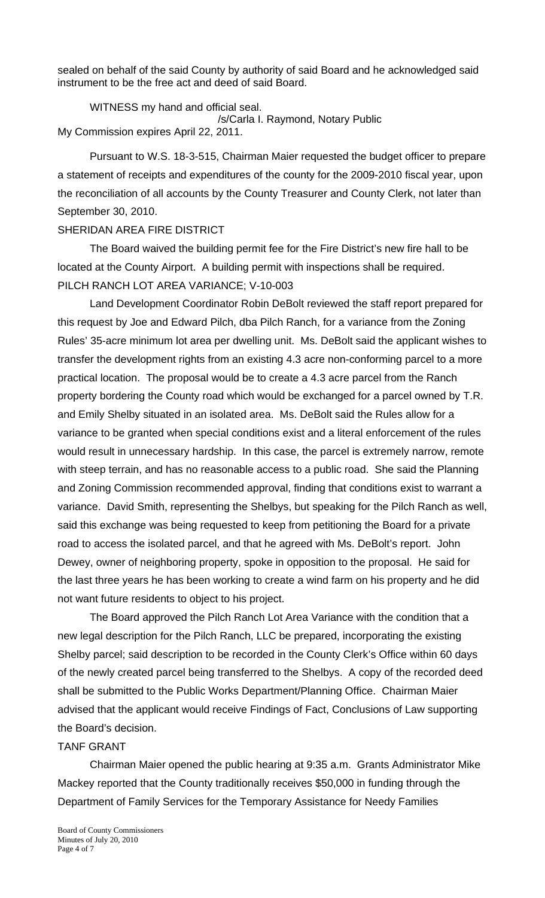sealed on behalf of the said County by authority of said Board and he acknowledged said instrument to be the free act and deed of said Board.

WITNESS my hand and official seal.

/s/Carla I. Raymond, Notary Public

My Commission expires April 22, 2011.

Pursuant to W.S. 18-3-515, Chairman Maier requested the budget officer to prepare a statement of receipts and expenditures of the county for the 2009-2010 fiscal year, upon the reconciliation of all accounts by the County Treasurer and County Clerk, not later than September 30, 2010.

SHERIDAN AREA FIRE DISTRICT

The Board waived the building permit fee for the Fire District's new fire hall to be located at the County Airport. A building permit with inspections shall be required.

PILCH RANCH LOT AREA VARIANCE; V-10-003

Land Development Coordinator Robin DeBolt reviewed the staff report prepared for this request by Joe and Edward Pilch, dba Pilch Ranch, for a variance from the Zoning Rules' 35-acre minimum lot area per dwelling unit. Ms. DeBolt said the applicant wishes to transfer the development rights from an existing 4.3 acre non-conforming parcel to a more practical location. The proposal would be to create a 4.3 acre parcel from the Ranch property bordering the County road which would be exchanged for a parcel owned by T.R. and Emily Shelby situated in an isolated area. Ms. DeBolt said the Rules allow for a variance to be granted when special conditions exist and a literal enforcement of the rules would result in unnecessary hardship. In this case, the parcel is extremely narrow, remote with steep terrain, and has no reasonable access to a public road. She said the Planning and Zoning Commission recommended approval, finding that conditions exist to warrant a variance. David Smith, representing the Shelbys, but speaking for the Pilch Ranch as well, said this exchange was being requested to keep from petitioning the Board for a private road to access the isolated parcel, and that he agreed with Ms. DeBolt's report. John Dewey, owner of neighboring property, spoke in opposition to the proposal. He said for the last three years he has been working to create a wind farm on his property and he did not want future residents to object to his project.

The Board approved the Pilch Ranch Lot Area Variance with the condition that a new legal description for the Pilch Ranch, LLC be prepared, incorporating the existing Shelby parcel; said description to be recorded in the County Clerk's Office within 60 days of the newly created parcel being transferred to the Shelbys. A copy of the recorded deed shall be submitted to the Public Works Department/Planning Office. Chairman Maier advised that the applicant would receive Findings of Fact, Conclusions of Law supporting the Board's decision.

TANF GRANT

Chairman Maier opened the public hearing at 9:35 a.m. Grants Administrator Mike Mackey reported that the County traditionally receives $50,000 in funding through the Department of Family Services for the Temporary Assistance for Needy Families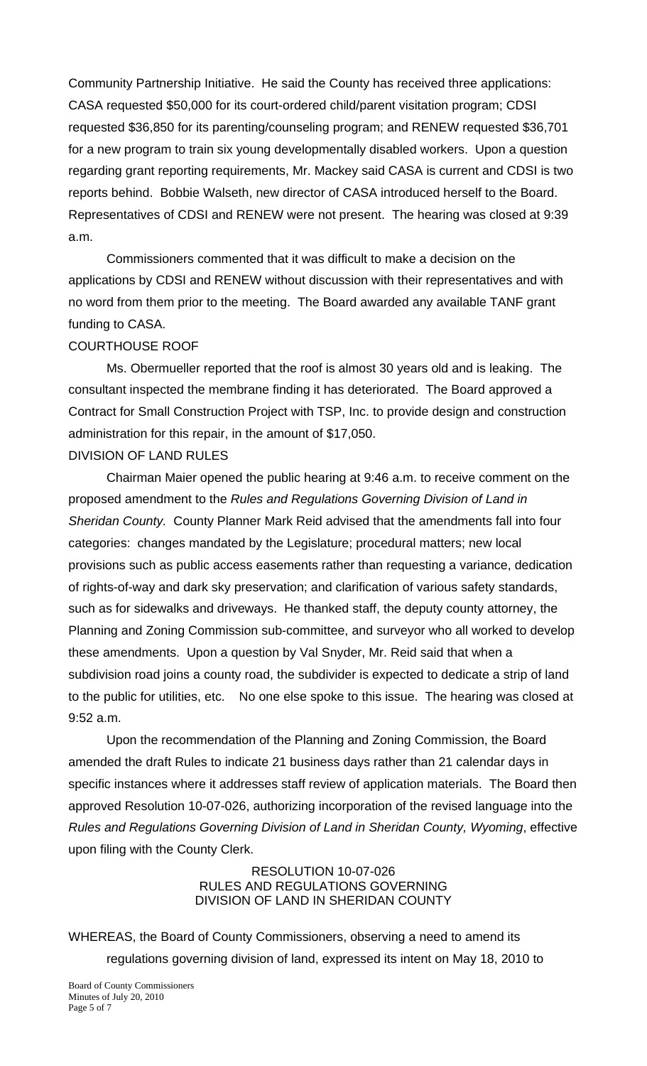Community Partnership Initiative. He said the County has received three applications: CASA requested $50,000 for its court-ordered child/parent visitation program; CDSI requested $36,850 for its parenting/counseling program; and RENEW requested $36,701 for a new program to train six young developmentally disabled workers. Upon a question regarding grant reporting requirements, Mr. Mackey said CASA is current and CDSI is two reports behind. Bobbie Walseth, new director of CASA introduced herself to the Board. Representatives of CDSI and RENEW were not present. The hearing was closed at 9:39 a.m.

Commissioners commented that it was difficult to make a decision on the applications by CDSI and RENEW without discussion with their representatives and with no word from them prior to the meeting. The Board awarded any available TANF grant funding to CASA.

COURTHOUSE ROOF

Ms. Obermueller reported that the roof is almost 30 years old and is leaking. The consultant inspected the membrane finding it has deteriorated. The Board approved a Contract for Small Construction Project with TSP, Inc. to provide design and construction administration for this repair, in the amount of $17,050.

DIVISION OF LAND RULES

Chairman Maier opened the public hearing at 9:46 a.m. to receive comment on the proposed amendment to the *Rules and Regulations Governing Division of Land in Sheridan County.* County Planner Mark Reid advised that the amendments fall into four categories: changes mandated by the Legislature; procedural matters; new local provisions such as public access easements rather than requesting a variance, dedication of rights-of-way and dark sky preservation; and clarification of various safety standards, such as for sidewalks and driveways. He thanked staff, the deputy county attorney, the Planning and Zoning Commission sub-committee, and surveyor who all worked to develop these amendments. Upon a question by Val Snyder, Mr. Reid said that when a subdivision road joins a county road, the subdivider is expected to dedicate a strip of land to the public for utilities, etc. No one else spoke to this issue. The hearing was closed at 9:52 a.m.

Upon the recommendation of the Planning and Zoning Commission, the Board amended the draft Rules to indicate 21 business days rather than 21 calendar days in specific instances where it addresses staff review of application materials. The Board then approved Resolution 10-07-026, authorizing incorporation of the revised language into the *Rules and Regulations Governing Division of Land in Sheridan County, Wyoming*, effective upon filing with the County Clerk.

RESOLUTION 10-07-026
RULES AND REGULATIONS GOVERNING
DIVISION OF LAND IN SHERIDAN COUNTY

WHEREAS, the Board of County Commissioners, observing a need to amend its regulations governing division of land, expressed its intent on May 18, 2010 to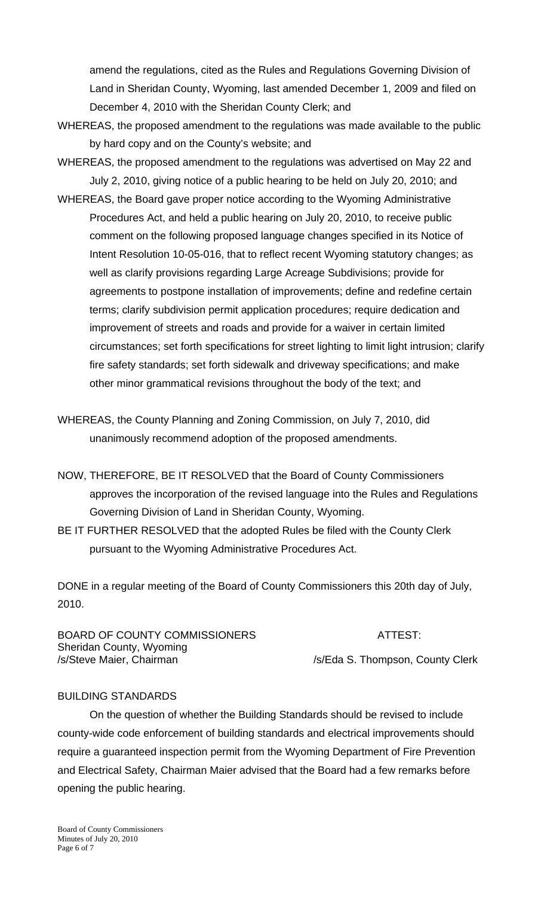amend the regulations, cited as the Rules and Regulations Governing Division of Land in Sheridan County, Wyoming, last amended December 1, 2009 and filed on December 4, 2010 with the Sheridan County Clerk; and

WHEREAS, the proposed amendment to the regulations was made available to the public by hard copy and on the County's website; and

WHEREAS, the proposed amendment to the regulations was advertised on May 22 and July 2, 2010, giving notice of a public hearing to be held on July 20, 2010; and

WHEREAS, the Board gave proper notice according to the Wyoming Administrative Procedures Act, and held a public hearing on July 20, 2010, to receive public comment on the following proposed language changes specified in its Notice of Intent Resolution 10-05-016, that to reflect recent Wyoming statutory changes; as well as clarify provisions regarding Large Acreage Subdivisions; provide for agreements to postpone installation of improvements; define and redefine certain terms; clarify subdivision permit application procedures; require dedication and improvement of streets and roads and provide for a waiver in certain limited circumstances; set forth specifications for street lighting to limit light intrusion; clarify fire safety standards; set forth sidewalk and driveway specifications; and make other minor grammatical revisions throughout the body of the text; and

WHEREAS, the County Planning and Zoning Commission, on July 7, 2010, did unanimously recommend adoption of the proposed amendments.

NOW, THEREFORE, BE IT RESOLVED that the Board of County Commissioners approves the incorporation of the revised language into the Rules and Regulations Governing Division of Land in Sheridan County, Wyoming.

BE IT FURTHER RESOLVED that the adopted Rules be filed with the County Clerk pursuant to the Wyoming Administrative Procedures Act.

DONE in a regular meeting of the Board of County Commissioners this 20th day of July, 2010.

BOARD OF COUNTY COMMISSIONERS
Sheridan County, Wyoming
/s/Steve Maier, Chairman

ATTEST:
/s/Eda S. Thompson, County Clerk

## BUILDING STANDARDS

On the question of whether the Building Standards should be revised to include county-wide code enforcement of building standards and electrical improvements should require a guaranteed inspection permit from the Wyoming Department of Fire Prevention and Electrical Safety, Chairman Maier advised that the Board had a few remarks before opening the public hearing.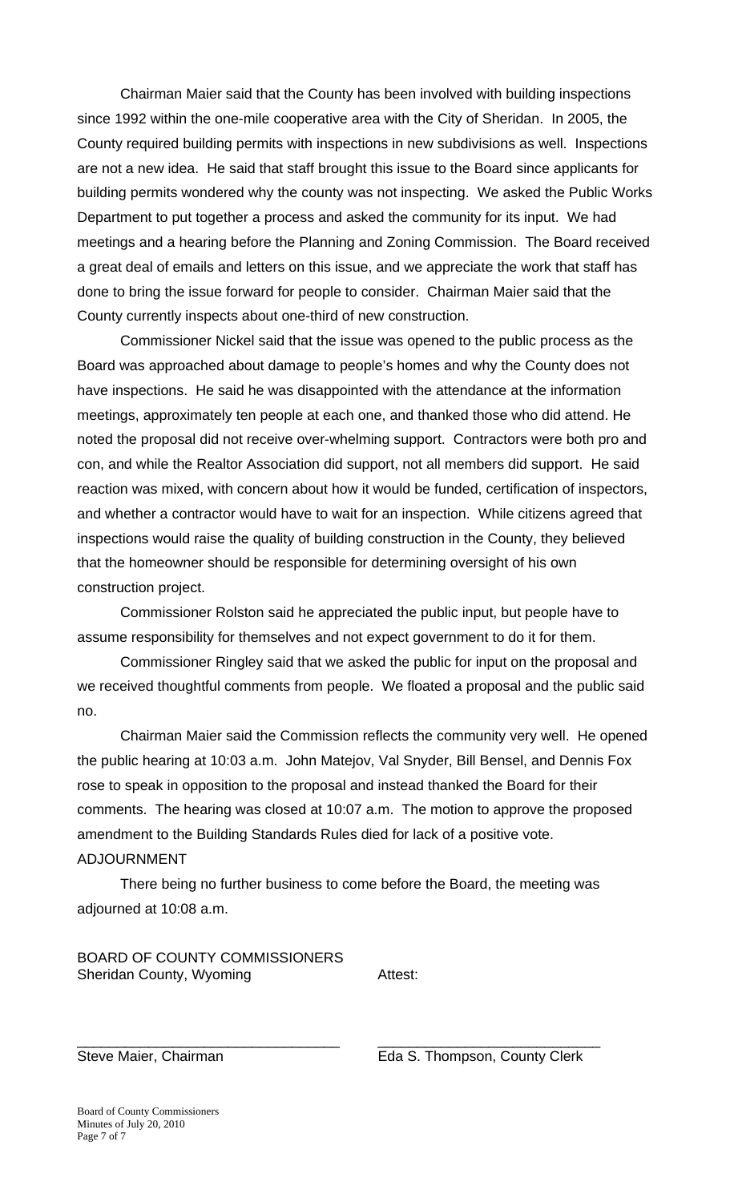Chairman Maier said that the County has been involved with building inspections since 1992 within the one-mile cooperative area with the City of Sheridan. In 2005, the County required building permits with inspections in new subdivisions as well. Inspections are not a new idea. He said that staff brought this issue to the Board since applicants for building permits wondered why the county was not inspecting. We asked the Public Works Department to put together a process and asked the community for its input. We had meetings and a hearing before the Planning and Zoning Commission. The Board received a great deal of emails and letters on this issue, and we appreciate the work that staff has done to bring the issue forward for people to consider. Chairman Maier said that the County currently inspects about one-third of new construction.

Commissioner Nickel said that the issue was opened to the public process as the Board was approached about damage to people's homes and why the County does not have inspections. He said he was disappointed with the attendance at the information meetings, approximately ten people at each one, and thanked those who did attend. He noted the proposal did not receive over-whelming support. Contractors were both pro and con, and while the Realtor Association did support, not all members did support. He said reaction was mixed, with concern about how it would be funded, certification of inspectors, and whether a contractor would have to wait for an inspection. While citizens agreed that inspections would raise the quality of building construction in the County, they believed that the homeowner should be responsible for determining oversight of his own construction project.

Commissioner Rolston said he appreciated the public input, but people have to assume responsibility for themselves and not expect government to do it for them.

Commissioner Ringley said that we asked the public for input on the proposal and we received thoughtful comments from people. We floated a proposal and the public said no.

Chairman Maier said the Commission reflects the community very well. He opened the public hearing at 10:03 a.m. John Matejov, Val Snyder, Bill Bensel, and Dennis Fox rose to speak in opposition to the proposal and instead thanked the Board for their comments. The hearing was closed at 10:07 a.m. The motion to approve the proposed amendment to the Building Standards Rules died for lack of a positive vote.

ADJOURNMENT

There being no further business to come before the Board, the meeting was adjourned at 10:08 a.m.

BOARD OF COUNTY COMMISSIONERS
Sheridan County, Wyoming

Attest:

\_\_\_\_\_\_\_\_\_\_\_\_\_\_\_\_\_\_\_\_\_\_\_\_\_\_\_\_\_\_\_\_\_\_
Steve Maier, Chairman

\_\_\_\_\_\_\_\_\_\_\_\_\_\_\_\_\_\_\_\_\_\_\_\_\_\_\_\_\_\_
Eda S. Thompson, County Clerk